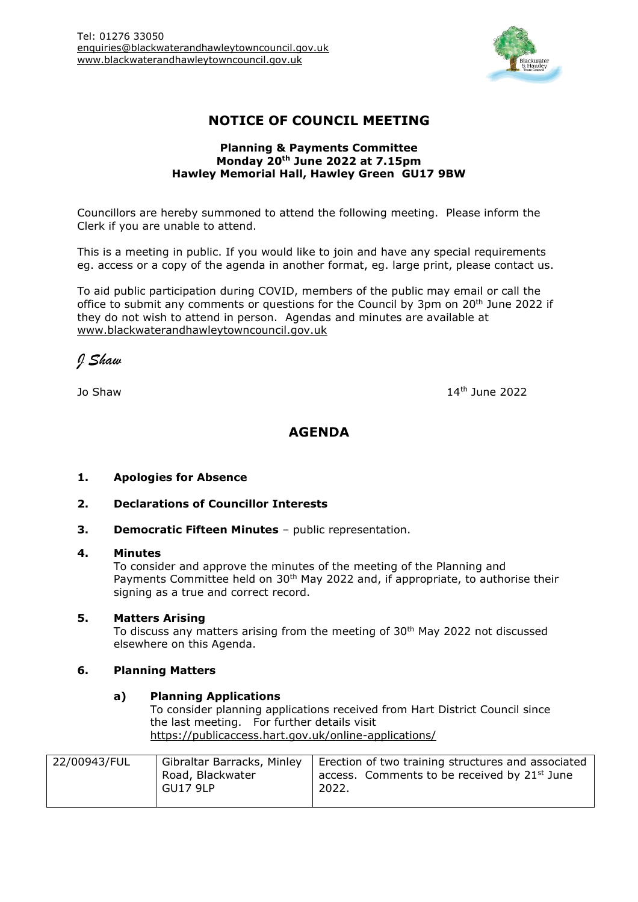Tel: 01276 33050
enquiries@blackwaterandhawleytowncouncil.gov.uk
www.blackwaterandhawleytowncouncil.gov.uk

# NOTICE OF COUNCIL MEETING

**Planning & Payments Committee**
**Monday 20th June 2022 at 7.15pm**
**Hawley Memorial Hall, Hawley Green GU17 9BW**

Councillors are hereby summoned to attend the following meeting. Please inform the Clerk if you are unable to attend.

This is a meeting in public. If you would like to join and have any special requirements eg. access or a copy of the agenda in another format, eg. large print, please contact us.

To aid public participation during COVID, members of the public may email or call the office to submit any comments or questions for the Council by 3pm on 20th June 2022 if they do not wish to attend in person. Agendas and minutes are available at www.blackwaterandhawleytowncouncil.gov.uk

*J Shaw*

Jo Shaw

14th June 2022

## AGENDA

**1. Apologies for Absence**

**2. Declarations of Councillor Interests**

**3. Democratic Fifteen Minutes** – public representation.

**4. Minutes**

To consider and approve the minutes of the meeting of the Planning and Payments Committee held on 30th May 2022 and, if appropriate, to authorise their signing as a true and correct record.

**5. Matters Arising**

To discuss any matters arising from the meeting of 30th May 2022 not discussed elsewhere on this Agenda.

**6. Planning Matters**

**a) Planning Applications**

To consider planning applications received from Hart District Council since the last meeting. For further details visit https://publicaccess.hart.gov.uk/online-applications/

| 22/00943/FUL | Gibraltar Barracks, Minley Road, Blackwater GU17 9LP | Erection of two training structures and associated access. Comments to be received by 21st June 2022. |
|---|---|---|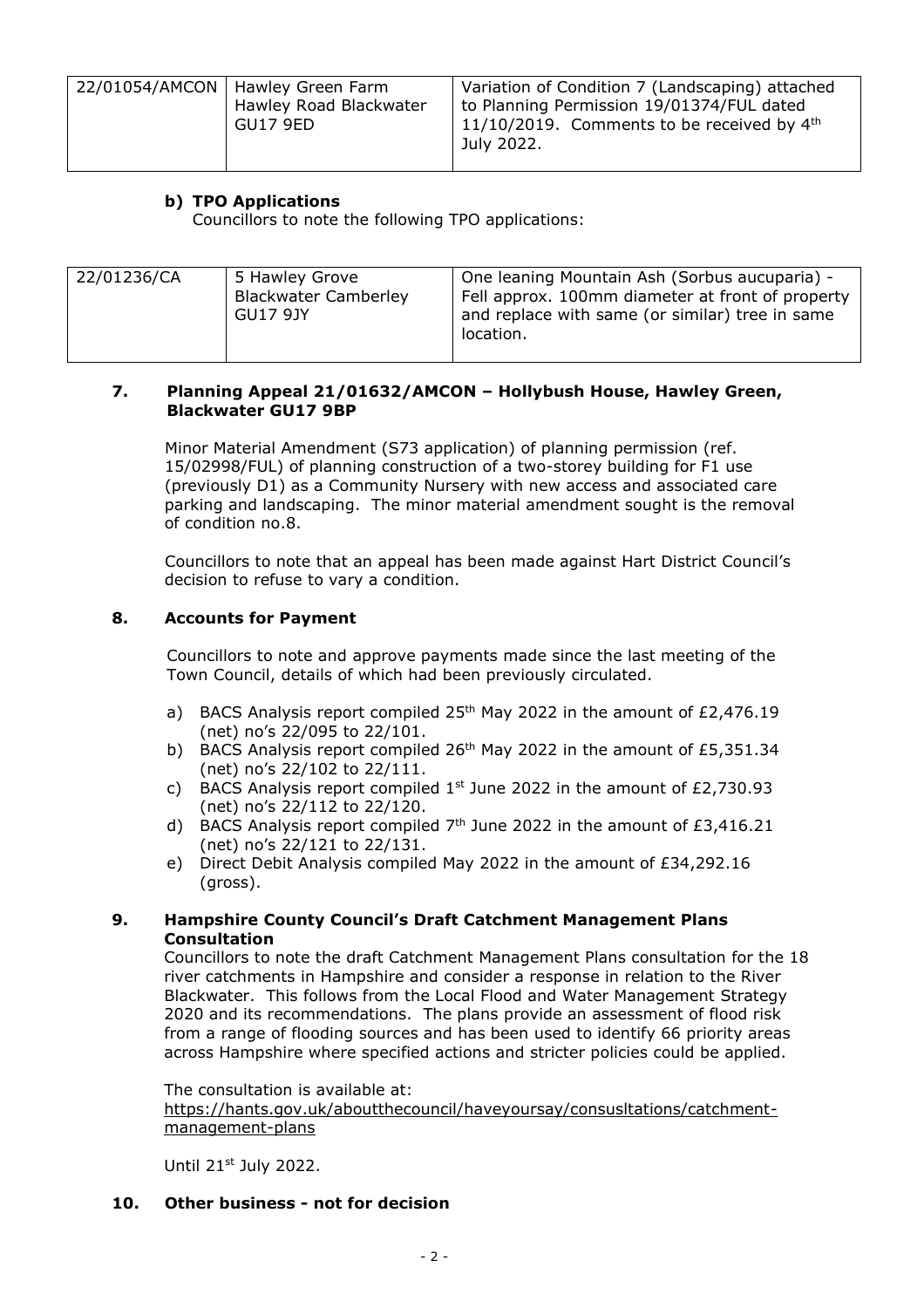| | | |
|---|---|---|
| 22/01054/AMCON | Hawley Green Farm Hawley Road Blackwater GU17 9ED | Variation of Condition 7 (Landscaping) attached to Planning Permission 19/01374/FUL dated 11/10/2019. Comments to be received by 4th July 2022. |

**b) TPO Applications**

Councillors to note the following TPO applications:

| | | |
|---|---|---|
| 22/01236/CA | 5 Hawley Grove Blackwater Camberley GU17 9JY | One leaning Mountain Ash (Sorbus aucuparia) - Fell approx. 100mm diameter at front of property and replace with same (or similar) tree in same location. |

**7. Planning Appeal 21/01632/AMCON – Hollybush House, Hawley Green, Blackwater GU17 9BP**

Minor Material Amendment (S73 application) of planning permission (ref. 15/02998/FUL) of planning construction of a two-storey building for F1 use (previously D1) as a Community Nursery with new access and associated care parking and landscaping. The minor material amendment sought is the removal of condition no.8.

Councillors to note that an appeal has been made against Hart District Council's decision to refuse to vary a condition.

**8. Accounts for Payment**

Councillors to note and approve payments made since the last meeting of the Town Council, details of which had been previously circulated.

a) BACS Analysis report compiled 25th May 2022 in the amount of £2,476.19 (net) no's 22/095 to 22/101.
b) BACS Analysis report compiled 26th May 2022 in the amount of £5,351.34 (net) no's 22/102 to 22/111.
c) BACS Analysis report compiled 1st June 2022 in the amount of £2,730.93 (net) no's 22/112 to 22/120.
d) BACS Analysis report compiled 7th June 2022 in the amount of £3,416.21 (net) no's 22/121 to 22/131.
e) Direct Debit Analysis compiled May 2022 in the amount of £34,292.16 (gross).

**9. Hampshire County Council's Draft Catchment Management Plans Consultation**

Councillors to note the draft Catchment Management Plans consultation for the 18 river catchments in Hampshire and consider a response in relation to the River Blackwater. This follows from the Local Flood and Water Management Strategy 2020 and its recommendations. The plans provide an assessment of flood risk from a range of flooding sources and has been used to identify 66 priority areas across Hampshire where specified actions and stricter policies could be applied.

The consultation is available at:
https://hants.gov.uk/aboutthecouncil/haveyoursay/consusltations/catchment-management-plans

Until 21st July 2022.

**10. Other business - not for decision**